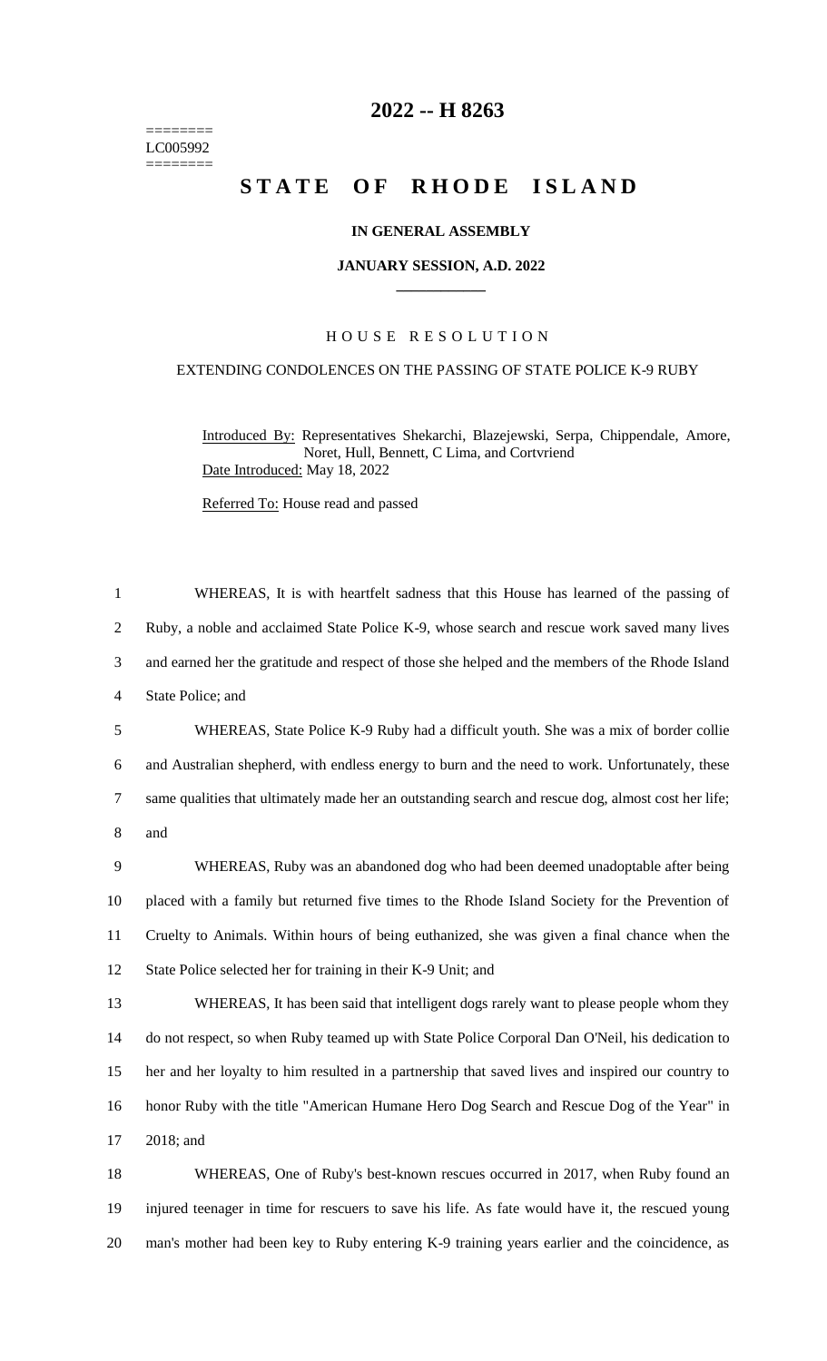========
LC005992
========

# 2022 -- H 8263

# STATE OF RHODE ISLAND

## IN GENERAL ASSEMBLY

### JANUARY SESSION, A.D. 2022

### HOUSE RESOLUTION

EXTENDING CONDOLENCES ON THE PASSING OF STATE POLICE K-9 RUBY

Introduced By: Representatives Shekarchi, Blazejewski, Serpa, Chippendale, Amore, Noret, Hull, Bennett, C Lima, and Cortvriend

Date Introduced: May 18, 2022

Referred To: House read and passed

WHEREAS, It is with heartfelt sadness that this House has learned of the passing of Ruby, a noble and acclaimed State Police K-9, whose search and rescue work saved many lives and earned her the gratitude and respect of those she helped and the members of the Rhode Island State Police; and

WHEREAS, State Police K-9 Ruby had a difficult youth. She was a mix of border collie and Australian shepherd, with endless energy to burn and the need to work. Unfortunately, these same qualities that ultimately made her an outstanding search and rescue dog, almost cost her life; and

WHEREAS, Ruby was an abandoned dog who had been deemed unadoptable after being placed with a family but returned five times to the Rhode Island Society for the Prevention of Cruelty to Animals. Within hours of being euthanized, she was given a final chance when the State Police selected her for training in their K-9 Unit; and

WHEREAS, It has been said that intelligent dogs rarely want to please people whom they do not respect, so when Ruby teamed up with State Police Corporal Dan O'Neil, his dedication to her and her loyalty to him resulted in a partnership that saved lives and inspired our country to honor Ruby with the title "American Humane Hero Dog Search and Rescue Dog of the Year" in 2018; and

WHEREAS, One of Ruby's best-known rescues occurred in 2017, when Ruby found an injured teenager in time for rescuers to save his life. As fate would have it, the rescued young man's mother had been key to Ruby entering K-9 training years earlier and the coincidence, as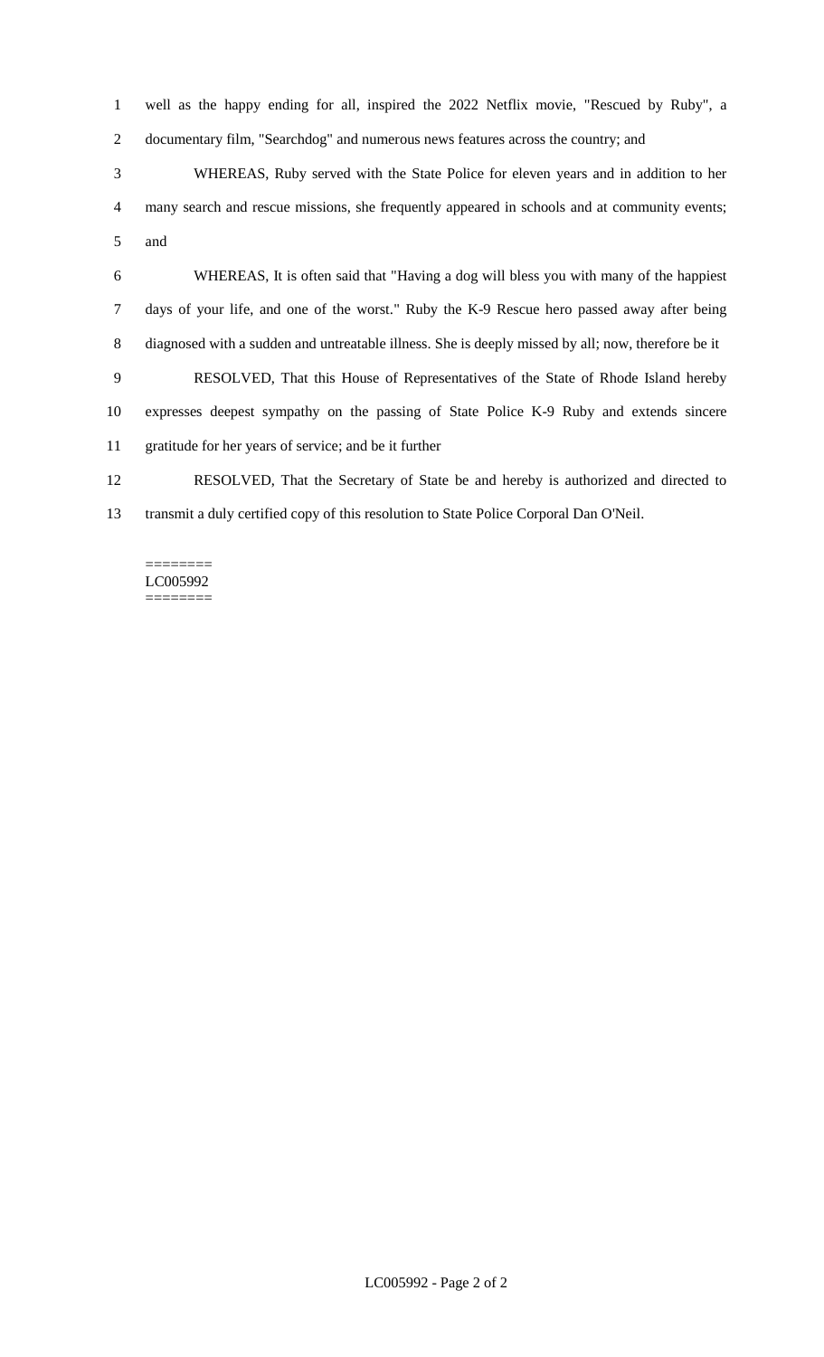well as the happy ending for all, inspired the 2022 Netflix movie, "Rescued by Ruby", a documentary film, "Searchdog" and numerous news features across the country; and

WHEREAS, Ruby served with the State Police for eleven years and in addition to her many search and rescue missions, she frequently appeared in schools and at community events; and

WHEREAS, It is often said that "Having a dog will bless you with many of the happiest days of your life, and one of the worst." Ruby the K-9 Rescue hero passed away after being diagnosed with a sudden and untreatable illness. She is deeply missed by all; now, therefore be it

RESOLVED, That this House of Representatives of the State of Rhode Island hereby expresses deepest sympathy on the passing of State Police K-9 Ruby and extends sincere gratitude for her years of service; and be it further

RESOLVED, That the Secretary of State be and hereby is authorized and directed to transmit a duly certified copy of this resolution to State Police Corporal Dan O'Neil.

========
LC005992
========